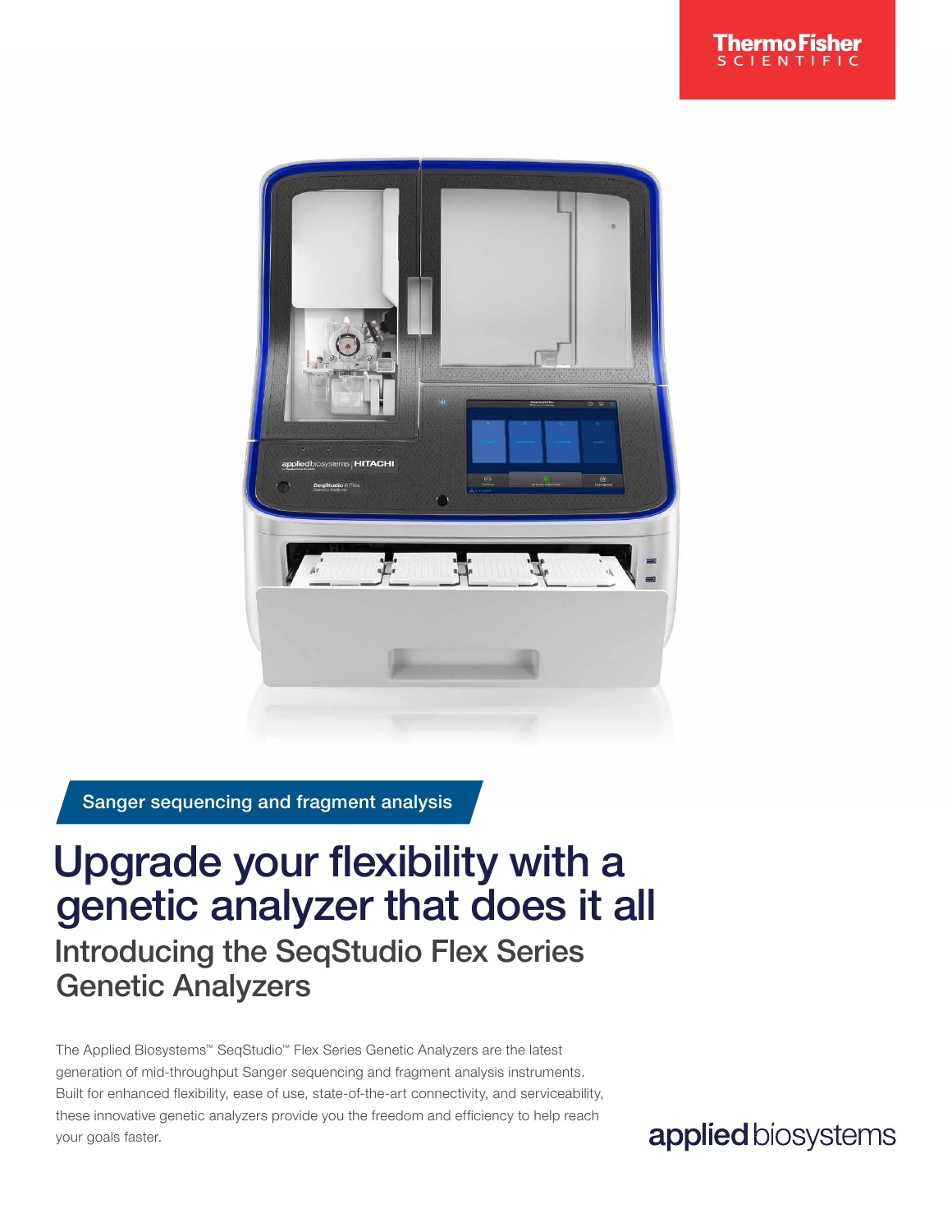Sanger sequencing and fragment analysis

# Upgrade your flexibility with a genetic analyzer that does it all

## Introducing the SeqStudio Flex Series Genetic Analyzers

The Applied Biosystems™ SeqStudio™ Flex Series Genetic Analyzers are the latest generation of mid-throughput Sanger sequencing and fragment analysis instruments. Built for enhanced flexibility, ease of use, state-of-the-art connectivity, and serviceability, these innovative genetic analyzers provide you the freedom and efficiency to help reach your goals faster.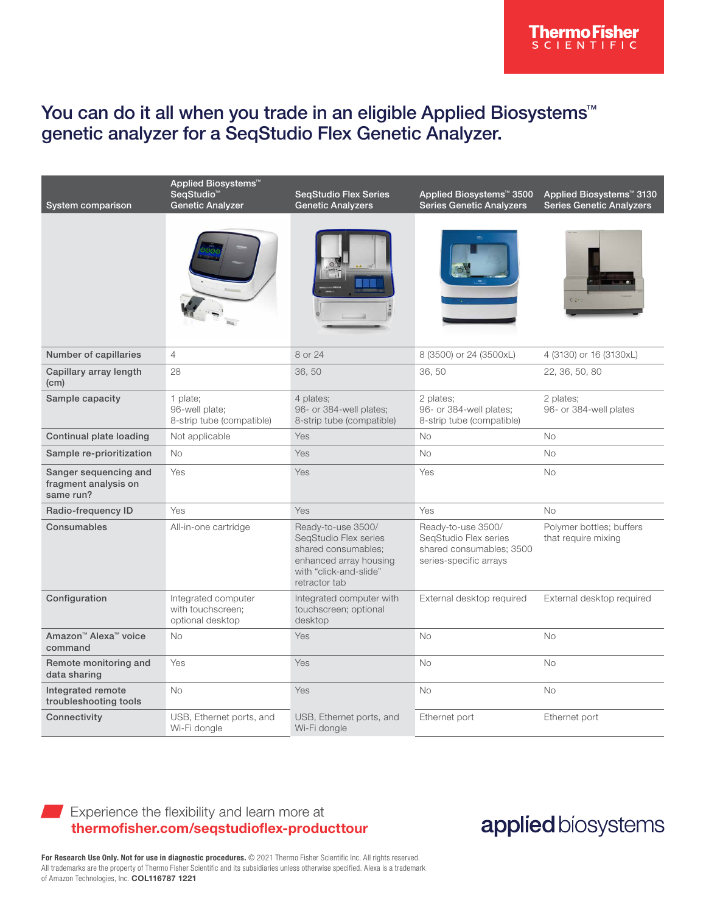# You can do it all when you trade in an eligible Applied Biosystems™ genetic analyzer for a SeqStudio Flex Genetic Analyzer.

| System comparison | Applied Biosystems™ SeqStudio™ Genetic Analyzer | SeqStudio Flex Series Genetic Analyzers | Applied Biosystems™ 3500 Series Genetic Analyzers | Applied Biosystems™ 3130 Series Genetic Analyzers |
|---|---|---|---|---|
| Number of capillaries | 4 | 8 or 24 | 8 (3500) or 24 (3500xL) | 4 (3130) or 16 (3130xL) |
| Capillary array length (cm) | 28 | 36, 50 | 36, 50 | 22, 36, 50, 80 |
| Sample capacity | 1 plate; 96-well plate; 8-strip tube (compatible) | 4 plates; 96- or 384-well plates; 8-strip tube (compatible) | 2 plates; 96- or 384-well plates; 8-strip tube (compatible) | 2 plates; 96- or 384-well plates |
| Continual plate loading | Not applicable | Yes | No | No |
| Sample re-prioritization | No | Yes | No | No |
| Sanger sequencing and fragment analysis on same run? | Yes | Yes | Yes | No |
| Radio-frequency ID | Yes | Yes | Yes | No |
| Consumables | All-in-one cartridge | Ready-to-use 3500/ SeqStudio Flex series shared consumables; enhanced array housing with "click-and-slide" retractor tab | Ready-to-use 3500/ SeqStudio Flex series shared consumables; 3500 series-specific arrays | Polymer bottles; buffers that require mixing |
| Configuration | Integrated computer with touchscreen; optional desktop | Integrated computer with touchscreen; optional desktop | External desktop required | External desktop required |
| Amazon™ Alexa™ voice command | No | Yes | No | No |
| Remote monitoring and data sharing | Yes | Yes | No | No |
| Integrated remote troubleshooting tools | No | Yes | No | No |
| Connectivity | USB, Ethernet ports, and Wi-Fi dongle | USB, Ethernet ports, and Wi-Fi dongle | Ethernet port | Ethernet port |

Experience the flexibility and learn more at **thermofisher.com/seqstudioflex-producttour**

applied biosystems

**For Research Use Only. Not for use in diagnostic procedures.** © 2021 Thermo Fisher Scientific Inc. All rights reserved. All trademarks are the property of Thermo Fisher Scientific and its subsidiaries unless otherwise specified. Alexa is a trademark of Amazon Technologies, Inc. **COL116787 1221**